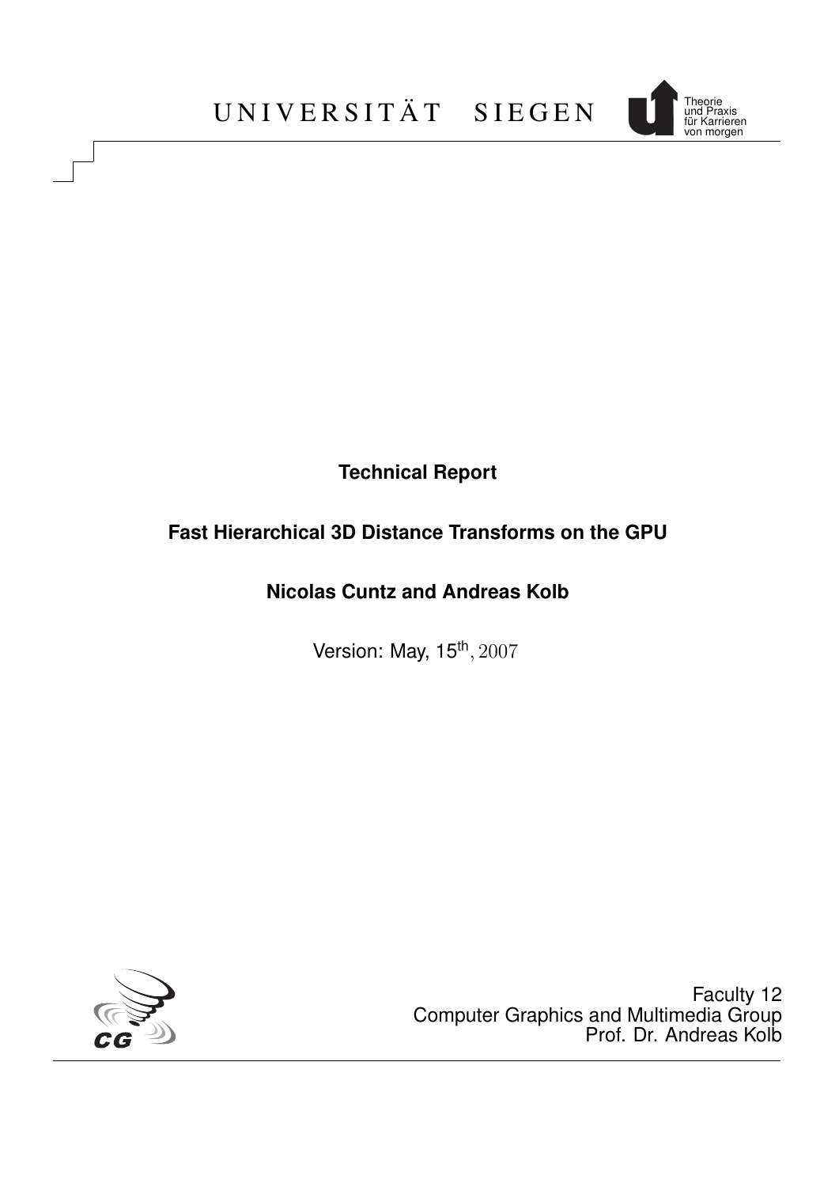UNIVERSITÄT SIEGEN

Theorie und Praxis für Karrieren von morgen

**Technical Report**

**Fast Hierarchical 3D Distance Transforms on the GPU**

**Nicolas Cuntz and Andreas Kolb**

Version: May, 15th, 2007

Faculty 12
Computer Graphics and Multimedia Group
Prof. Dr. Andreas Kolb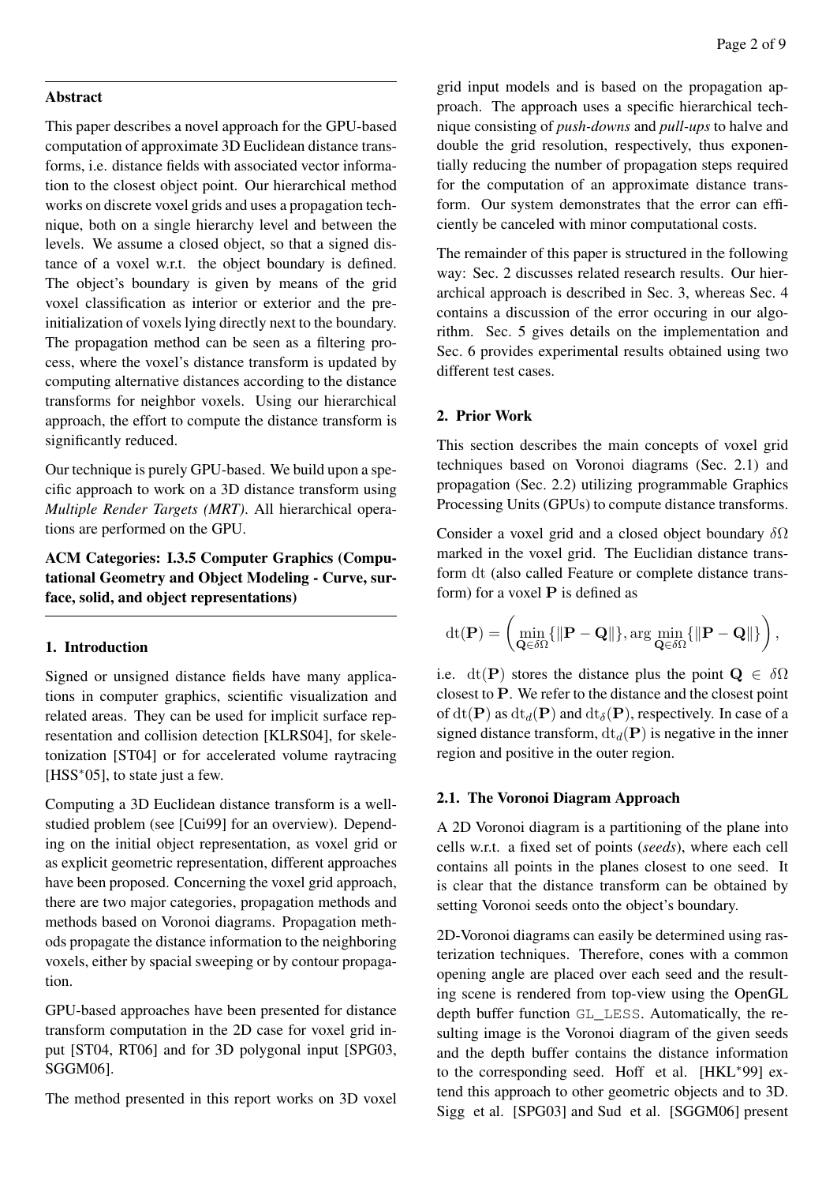## Abstract

This paper describes a novel approach for the GPU-based computation of approximate 3D Euclidean distance transforms, i.e. distance fields with associated vector information to the closest object point. Our hierarchical method works on discrete voxel grids and uses a propagation technique, both on a single hierarchy level and between the levels. We assume a closed object, so that a signed distance of a voxel w.r.t. the object boundary is defined. The object's boundary is given by means of the grid voxel classification as interior or exterior and the pre-initialization of voxels lying directly next to the boundary. The propagation method can be seen as a filtering process, where the voxel's distance transform is updated by computing alternative distances according to the distance transforms for neighbor voxels. Using our hierarchical approach, the effort to compute the distance transform is significantly reduced.

Our technique is purely GPU-based. We build upon a specific approach to work on a 3D distance transform using *Multiple Render Targets (MRT)*. All hierarchical operations are performed on the GPU.

**ACM Categories: I.3.5 Computer Graphics (Computational Geometry and Object Modeling - Curve, surface, solid, and object representations)**

## 1. Introduction

Signed or unsigned distance fields have many applications in computer graphics, scientific visualization and related areas. They can be used for implicit surface representation and collision detection [KLRS04], for skeletonization [ST04] or for accelerated volume raytracing [HSS*05], to state just a few.

Computing a 3D Euclidean distance transform is a well-studied problem (see [Cui99] for an overview). Depending on the initial object representation, as voxel grid or as explicit geometric representation, different approaches have been proposed. Concerning the voxel grid approach, there are two major categories, propagation methods and methods based on Voronoi diagrams. Propagation methods propagate the distance information to the neighboring voxels, either by spacial sweeping or by contour propagation.

GPU-based approaches have been presented for distance transform computation in the 2D case for voxel grid input [ST04, RT06] and for 3D polygonal input [SPG03, SGGM06].

The method presented in this report works on 3D voxel grid input models and is based on the propagation approach. The approach uses a specific hierarchical technique consisting of *push-downs* and *pull-ups* to halve and double the grid resolution, respectively, thus exponentially reducing the number of propagation steps required for the computation of an approximate distance transform. Our system demonstrates that the error can efficiently be canceled with minor computational costs.

The remainder of this paper is structured in the following way: Sec. 2 discusses related research results. Our hierarchical approach is described in Sec. 3, whereas Sec. 4 contains a discussion of the error occuring in our algorithm. Sec. 5 gives details on the implementation and Sec. 6 provides experimental results obtained using two different test cases.

## 2. Prior Work

This section describes the main concepts of voxel grid techniques based on Voronoi diagrams (Sec. 2.1) and propagation (Sec. 2.2) utilizing programmable Graphics Processing Units (GPUs) to compute distance transforms.

Consider a voxel grid and a closed object boundary $\delta\Omega$ marked in the voxel grid. The Euclidian distance transform $\mathrm{dt}$ (also called Feature or complete distance transform) for a voxel $\mathbf{P}$ is defined as

$$\mathrm{dt}(\mathbf{P}) = \left( \min_{\mathbf{Q}\in\delta\Omega}\{\|\mathbf{P}-\mathbf{Q}\|\}, \arg\min_{\mathbf{Q}\in\delta\Omega}\{\|\mathbf{P}-\mathbf{Q}\|\} \right),$$

i.e. $\mathrm{dt}(\mathbf{P})$ stores the distance plus the point $\mathbf{Q} \in \delta\Omega$ closest to $\mathbf{P}$. We refer to the distance and the closest point of $\mathrm{dt}(\mathbf{P})$ as $\mathrm{dt}_d(\mathbf{P})$ and $\mathrm{dt}_\delta(\mathbf{P})$, respectively. In case of a signed distance transform, $\mathrm{dt}_d(\mathbf{P})$ is negative in the inner region and positive in the outer region.

### 2.1. The Voronoi Diagram Approach

A 2D Voronoi diagram is a partitioning of the plane into cells w.r.t. a fixed set of points (*seeds*), where each cell contains all points in the planes closest to one seed. It is clear that the distance transform can be obtained by setting Voronoi seeds onto the object's boundary.

2D-Voronoi diagrams can easily be determined using rasterization techniques. Therefore, cones with a common opening angle are placed over each seed and the resulting scene is rendered from top-view using the OpenGL depth buffer function `GL_LESS`. Automatically, the resulting image is the Voronoi diagram of the given seeds and the depth buffer contains the distance information to the corresponding seed. Hoff et al. [HKL*99] extend this approach to other geometric objects and to 3D. Sigg et al. [SPG03] and Sud et al. [SGGM06] present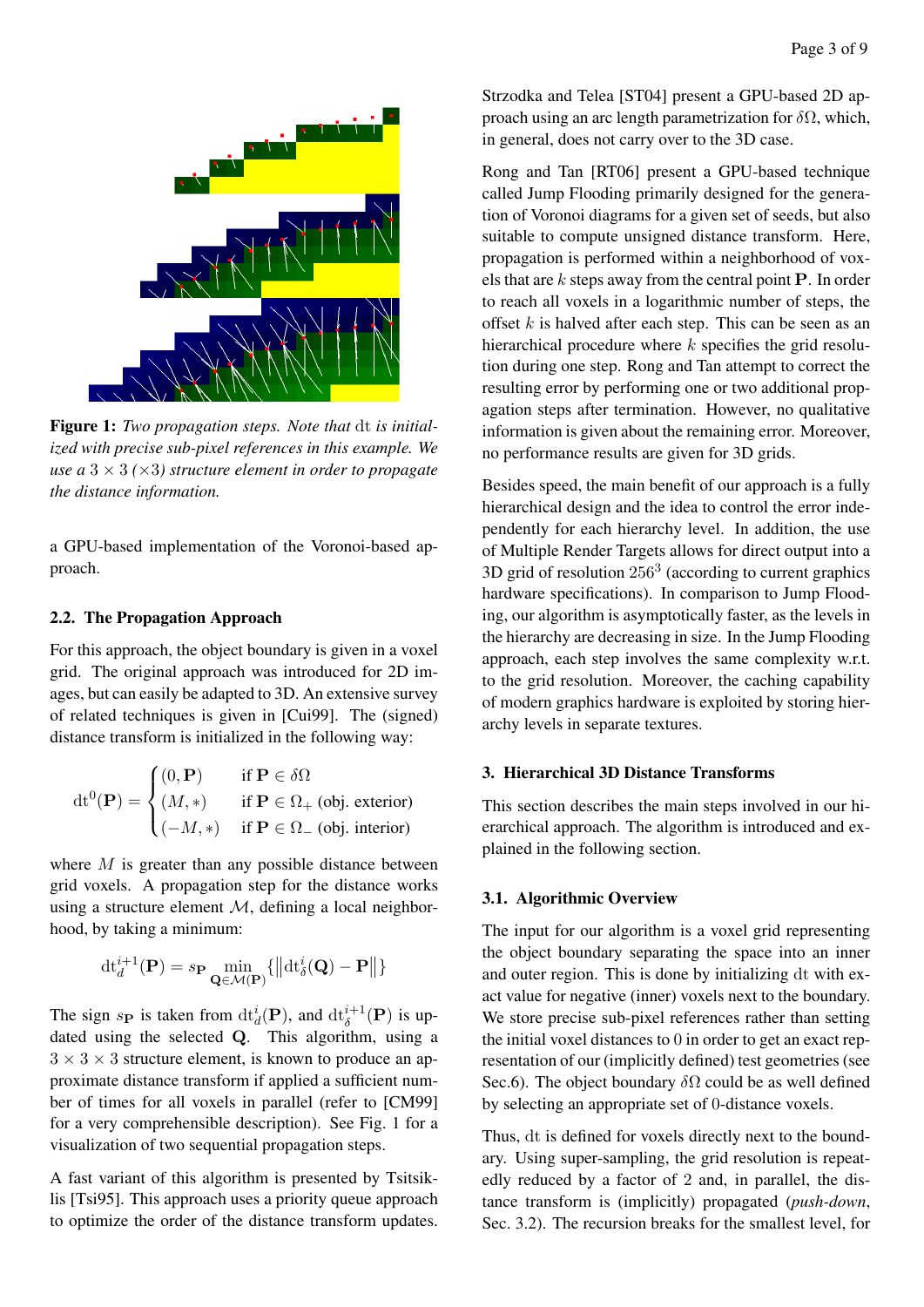**Figure 1:** *Two propagation steps. Note that* dt *is initialized with precise sub-pixel references in this example. We use a* $3 \times 3$ *(*$\times 3$*) structure element in order to propagate the distance information.*

a GPU-based implementation of the Voronoi-based approach.

### 2.2. The Propagation Approach

For this approach, the object boundary is given in a voxel grid. The original approach was introduced for 2D images, but can easily be adapted to 3D. An extensive survey of related techniques is given in [Cui99]. The (signed) distance transform is initialized in the following way:

$$\mathrm{dt}^0(\mathbf{P}) = \begin{cases} (0, \mathbf{P}) & \text{if } \mathbf{P} \in \delta\Omega \\ (M, *) & \text{if } \mathbf{P} \in \Omega_+ \text{ (obj. exterior)} \\ (-M, *) & \text{if } \mathbf{P} \in \Omega_- \text{ (obj. interior)} \end{cases}$$

where $M$ is greater than any possible distance between grid voxels. A propagation step for the distance works using a structure element $\mathcal{M}$, defining a local neighborhood, by taking a minimum:

$$\mathrm{dt}_d^{i+1}(\mathbf{P}) = s_{\mathbf{P}} \min_{\mathbf{Q} \in \mathcal{M}(\mathbf{P})} \{ \| \mathrm{dt}_\delta^i(\mathbf{Q}) - \mathbf{P} \| \}$$

The sign $s_{\mathbf{P}}$ is taken from $\mathrm{dt}_d^i(\mathbf{P})$, and $\mathrm{dt}_\delta^{i+1}(\mathbf{P})$ is updated using the selected $\mathbf{Q}$. This algorithm, using a $3 \times 3 \times 3$ structure element, is known to produce an approximate distance transform if applied a sufficient number of times for all voxels in parallel (refer to [CM99] for a very comprehensible description). See Fig. 1 for a visualization of two sequential propagation steps.

A fast variant of this algorithm is presented by Tsitsiklis [Tsi95]. This approach uses a priority queue approach to optimize the order of the distance transform updates.

Strzodka and Telea [ST04] present a GPU-based 2D approach using an arc length parametrization for $\delta\Omega$, which, in general, does not carry over to the 3D case.

Rong and Tan [RT06] present a GPU-based technique called Jump Flooding primarily designed for the generation of Voronoi diagrams for a given set of seeds, but also suitable to compute unsigned distance transform. Here, propagation is performed within a neighborhood of voxels that are $k$ steps away from the central point $\mathbf{P}$. In order to reach all voxels in a logarithmic number of steps, the offset $k$ is halved after each step. This can be seen as an hierarchical procedure where $k$ specifies the grid resolution during one step. Rong and Tan attempt to correct the resulting error by performing one or two additional propagation steps after termination. However, no qualitative information is given about the remaining error. Moreover, no performance results are given for 3D grids.

Besides speed, the main benefit of our approach is a fully hierarchical design and the idea to control the error independently for each hierarchy level. In addition, the use of Multiple Render Targets allows for direct output into a 3D grid of resolution $256^3$ (according to current graphics hardware specifications). In comparison to Jump Flooding, our algorithm is asymptotically faster, as the levels in the hierarchy are decreasing in size. In the Jump Flooding approach, each step involves the same complexity w.r.t. to the grid resolution. Moreover, the caching capability of modern graphics hardware is exploited by storing hierarchy levels in separate textures.

## 3. Hierarchical 3D Distance Transforms

This section describes the main steps involved in our hierarchical approach. The algorithm is introduced and explained in the following section.

### 3.1. Algorithmic Overview

The input for our algorithm is a voxel grid representing the object boundary separating the space into an inner and outer region. This is done by initializing dt with exact value for negative (inner) voxels next to the boundary. We store precise sub-pixel references rather than setting the initial voxel distances to 0 in order to get an exact representation of our (implicitly defined) test geometries (see Sec.6). The object boundary $\delta\Omega$ could be as well defined by selecting an appropriate set of 0-distance voxels.

Thus, dt is defined for voxels directly next to the boundary. Using super-sampling, the grid resolution is repeatedly reduced by a factor of 2 and, in parallel, the distance transform is (implicitly) propagated (*push-down*, Sec. 3.2). The recursion breaks for the smallest level, for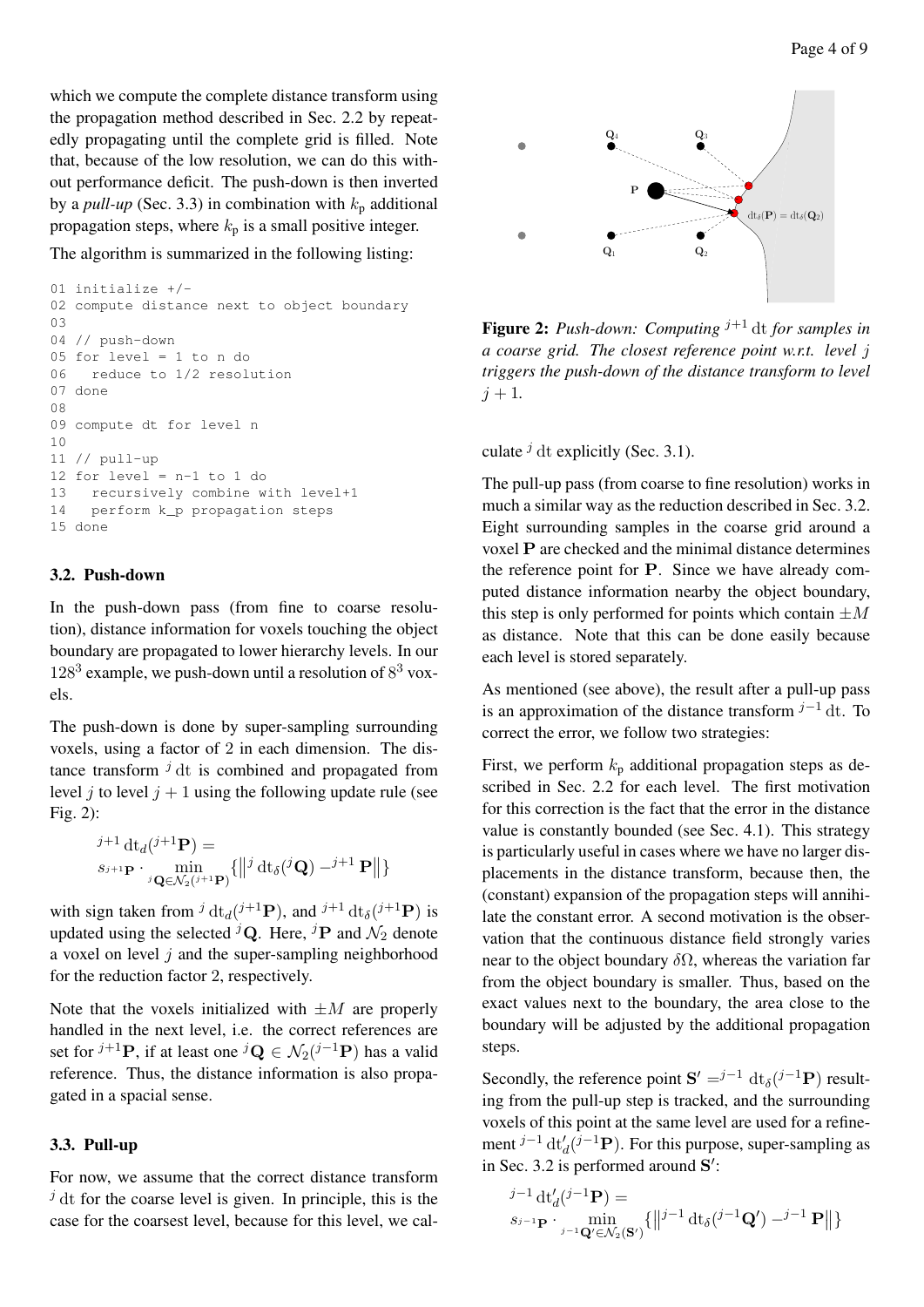which we compute the complete distance transform using the propagation method described in Sec. 2.2 by repeatedly propagating until the complete grid is filled. Note that, because of the low resolution, we can do this without performance deficit. The push-down is then inverted by a *pull-up* (Sec. 3.3) in combination with $k_\mathrm{p}$ additional propagation steps, where $k_\mathrm{p}$ is a small positive integer.

The algorithm is summarized in the following listing:

```
01 initialize +/-
02 compute distance next to object boundary
03
04 // push-down
05 for level = 1 to n do
06   reduce to 1/2 resolution
07 done
08
09 compute dt for level n
10
11 // pull-up
12 for level = n-1 to 1 do
13   recursively combine with level+1
14   perform k_p propagation steps
15 done
```

### 3.2. Push-down

In the push-down pass (from fine to coarse resolution), distance information for voxels touching the object boundary are propagated to lower hierarchy levels. In our $128^3$ example, we push-down until a resolution of $8^3$ voxels.

The push-down is done by super-sampling surrounding voxels, using a factor of 2 in each dimension. The distance transform ${}^{j}\,\mathrm{dt}$ is combined and propagated from level $j$ to level $j+1$ using the following update rule (see Fig. 2):

$$
{}^{j+1}\,\mathrm{dt}_d({}^{j+1}\mathbf{P}) = s_{{}^{j+1}\mathbf{P}} \cdot \min_{{}^{j}\mathbf{Q} \in \mathcal{N}_2({}^{j+1}\mathbf{P})} \{ \| {}^{j}\,\mathrm{dt}_\delta({}^{j}\mathbf{Q}) - {}^{j+1}\,\mathbf{P} \| \}
$$

with sign taken from ${}^{j}\,\mathrm{dt}_d({}^{j+1}\mathbf{P})$, and ${}^{j+1}\,\mathrm{dt}_\delta({}^{j+1}\mathbf{P})$ is updated using the selected ${}^{j}\mathbf{Q}$. Here, ${}^{j}\mathbf{P}$ and $\mathcal{N}_2$ denote a voxel on level $j$ and the super-sampling neighborhood for the reduction factor 2, respectively.

Note that the voxels initialized with $\pm M$ are properly handled in the next level, i.e. the correct references are set for ${}^{j+1}\mathbf{P}$, if at least one ${}^{j}\mathbf{Q} \in \mathcal{N}_2({}^{j-1}\mathbf{P})$ has a valid reference. Thus, the distance information is also propagated in a spacial sense.

### 3.3. Pull-up

For now, we assume that the correct distance transform ${}^{j}\,\mathrm{dt}$ for the coarse level is given. In principle, this is the case for the coarsest level, because for this level, we calculate ${}^{j}\,\mathrm{dt}$ explicitly (Sec. 3.1).

**Figure 2:** *Push-down: Computing ${}^{j+1}\,\mathrm{dt}$ for samples in a coarse grid. The closest reference point w.r.t. level $j$ triggers the push-down of the distance transform to level $j+1$.*

The pull-up pass (from coarse to fine resolution) works in much a similar way as the reduction described in Sec. 3.2. Eight surrounding samples in the coarse grid around a voxel $\mathbf{P}$ are checked and the minimal distance determines the reference point for $\mathbf{P}$. Since we have already computed distance information nearby the object boundary, this step is only performed for points which contain $\pm M$ as distance. Note that this can be done easily because each level is stored separately.

As mentioned (see above), the result after a pull-up pass is an approximation of the distance transform ${}^{j-1}\,\mathrm{dt}$. To correct the error, we follow two strategies:

First, we perform $k_\mathrm{p}$ additional propagation steps as described in Sec. 2.2 for each level. The first motivation for this correction is the fact that the error in the distance value is constantly bounded (see Sec. 4.1). This strategy is particularly useful in cases where we have no larger displacements in the distance transform, because then, the (constant) expansion of the propagation steps will annihilate the constant error. A second motivation is the observation that the continuous distance field strongly varies near to the object boundary $\delta\Omega$, whereas the variation far from the object boundary is smaller. Thus, based on the exact values next to the boundary, the area close to the boundary will be adjusted by the additional propagation steps.

Secondly, the reference point $\mathbf{S}' = {}^{j-1}\,\mathrm{dt}_\delta({}^{j-1}\mathbf{P})$ resulting from the pull-up step is tracked, and the surrounding voxels of this point at the same level are used for a refinement ${}^{j-1}\,\mathrm{dt}'_d({}^{j-1}\mathbf{P})$. For this purpose, super-sampling as in Sec. 3.2 is performed around $\mathbf{S}'$:

$$
{}^{j-1}\,\mathrm{dt}'_d({}^{j-1}\mathbf{P}) = s_{{}^{j-1}\mathbf{P}} \cdot \min_{{}^{j-1}\mathbf{Q}' \in \mathcal{N}_2(\mathbf{S}')} \{ \| {}^{j-1}\,\mathrm{dt}_\delta({}^{j-1}\mathbf{Q}') - {}^{j-1}\,\mathbf{P} \| \}
$$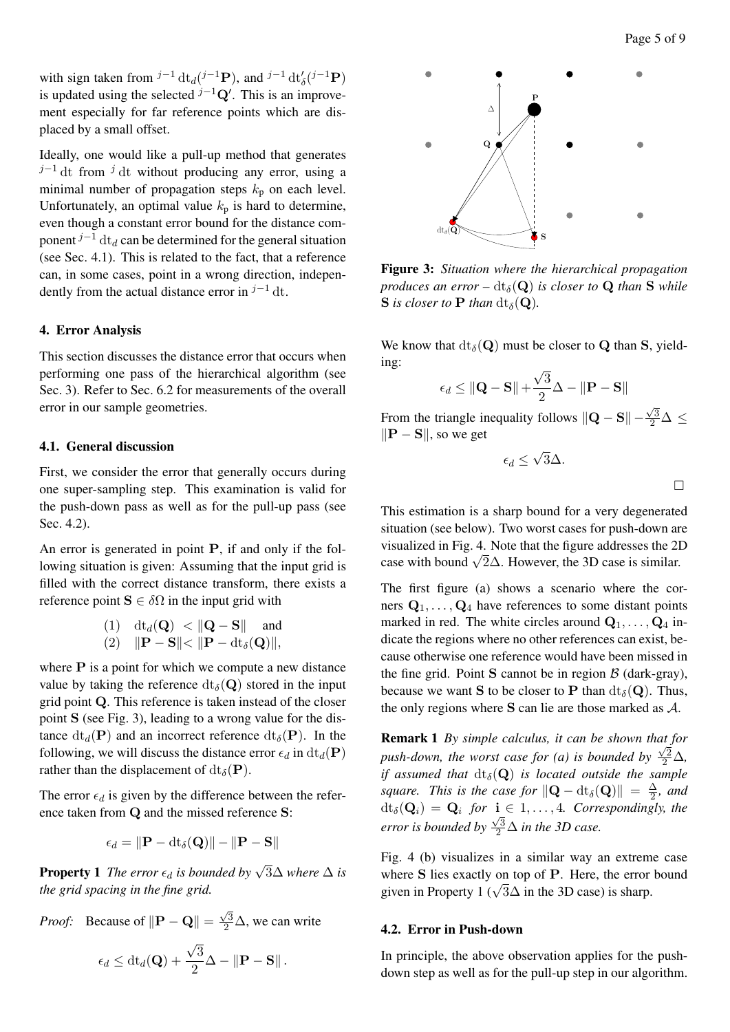with sign taken from ${}^{j-1}\,\mathrm{dt}_d({}^{j-1}\mathbf{P})$, and ${}^{j-1}\,\mathrm{dt}'_\delta({}^{j-1}\mathbf{P})$ is updated using the selected ${}^{j-1}\mathbf{Q}'$. This is an improvement especially for far reference points which are displaced by a small offset.

Ideally, one would like a pull-up method that generates ${}^{j-1}\,\mathrm{dt}$ from ${}^{j}\,\mathrm{dt}$ without producing any error, using a minimal number of propagation steps $k_\mathrm{p}$ on each level. Unfortunately, an optimal value $k_\mathrm{p}$ is hard to determine, even though a constant error bound for the distance component ${}^{j-1}\,\mathrm{dt}_d$ can be determined for the general situation (see Sec. 4.1). This is related to the fact, that a reference can, in some cases, point in a wrong direction, independently from the actual distance error in ${}^{j-1}\,\mathrm{dt}$.

## 4. Error Analysis

This section discusses the distance error that occurs when performing one pass of the hierarchical algorithm (see Sec. 3). Refer to Sec. 6.2 for measurements of the overall error in our sample geometries.

### 4.1. General discussion

First, we consider the error that generally occurs during one super-sampling step. This examination is valid for the push-down pass as well as for the pull-up pass (see Sec. 4.2).

An error is generated in point $\mathbf{P}$, if and only if the following situation is given: Assuming that the input grid is filled with the correct distance transform, there exists a reference point $\mathbf{S} \in \delta\Omega$ in the input grid with

$$
\begin{aligned}
&(1) \quad \mathrm{dt}_d(\mathbf{Q}) \; < \|\mathbf{Q} - \mathbf{S}\| \quad \text{and} \\
&(2) \quad \|\mathbf{P} - \mathbf{S}\| < \|\mathbf{P} - \mathrm{dt}_\delta(\mathbf{Q})\|,
\end{aligned}
$$

where $\mathbf{P}$ is a point for which we compute a new distance value by taking the reference $\mathrm{dt}_\delta(\mathbf{Q})$ stored in the input grid point $\mathbf{Q}$. This reference is taken instead of the closer point $\mathbf{S}$ (see Fig. 3), leading to a wrong value for the distance $\mathrm{dt}_d(\mathbf{P})$ and an incorrect reference $\mathrm{dt}_\delta(\mathbf{P})$. In the following, we will discuss the distance error $\epsilon_d$ in $\mathrm{dt}_d(\mathbf{P})$ rather than the displacement of $\mathrm{dt}_\delta(\mathbf{P})$.

The error $\epsilon_d$ is given by the difference between the reference taken from $\mathbf{Q}$ and the missed reference $\mathbf{S}$:

$$
\epsilon_d = \|\mathbf{P} - \mathrm{dt}_\delta(\mathbf{Q})\| - \|\mathbf{P} - \mathbf{S}\|
$$

**Property 1** *The error $\epsilon_d$ is bounded by $\sqrt{3}\Delta$ where $\Delta$ is the grid spacing in the fine grid.*

*Proof:* Because of $\|\mathbf{P} - \mathbf{Q}\| = \frac{\sqrt{3}}{2}\Delta$, we can write

$$
\epsilon_d \leq \mathrm{dt}_d(\mathbf{Q}) + \frac{\sqrt{3}}{2}\Delta - \|\mathbf{P} - \mathbf{S}\|.
$$

Figure 3: *Situation where the hierarchical propagation produces an error – $\mathrm{dt}_\delta(\mathbf{Q})$ is closer to $\mathbf{Q}$ than $\mathbf{S}$ while $\mathbf{S}$ is closer to $\mathbf{P}$ than $\mathrm{dt}_\delta(\mathbf{Q})$.*

We know that $\mathrm{dt}_\delta(\mathbf{Q})$ must be closer to $\mathbf{Q}$ than $\mathbf{S}$, yielding:

$$
\epsilon_d \leq \|\mathbf{Q} - \mathbf{S}\| + \frac{\sqrt{3}}{2}\Delta - \|\mathbf{P} - \mathbf{S}\|
$$

From the triangle inequality follows $\|\mathbf{Q} - \mathbf{S}\| - \frac{\sqrt{3}}{2}\Delta \leq \|\mathbf{P} - \mathbf{S}\|$, so we get

$$
\epsilon_d \leq \sqrt{3}\Delta.
$$

$\square$

This estimation is a sharp bound for a very degenerated situation (see below). Two worst cases for push-down are visualized in Fig. 4. Note that the figure addresses the 2D case with bound $\sqrt{2}\Delta$. However, the 3D case is similar.

The first figure (a) shows a scenario where the corners $\mathbf{Q}_1, \ldots, \mathbf{Q}_4$ have references to some distant points marked in red. The white circles around $\mathbf{Q}_1, \ldots, \mathbf{Q}_4$ indicate the regions where no other references can exist, because otherwise one reference would have been missed in the fine grid. Point $\mathbf{S}$ cannot be in region $\mathcal{B}$ (dark-gray), because we want $\mathbf{S}$ to be closer to $\mathbf{P}$ than $\mathrm{dt}_\delta(\mathbf{Q})$. Thus, the only regions where $\mathbf{S}$ can lie are those marked as $\mathcal{A}$.

**Remark 1** *By simple calculus, it can be shown that for push-down, the worst case for (a) is bounded by $\frac{\sqrt{2}}{2}\Delta$, if assumed that $\mathrm{dt}_\delta(\mathbf{Q})$ is located outside the sample square. This is the case for $\|\mathbf{Q} - \mathrm{dt}_\delta(\mathbf{Q})\| = \frac{\Delta}{2}$, and $\mathrm{dt}_\delta(\mathbf{Q}_i) = \mathbf{Q}_i$ for $\mathbf{i} \in 1, \ldots, 4$. Correspondingly, the error is bounded by $\frac{\sqrt{3}}{2}\Delta$ in the 3D case.*

Fig. 4 (b) visualizes in a similar way an extreme case where $\mathbf{S}$ lies exactly on top of $\mathbf{P}$. Here, the error bound given in Property 1 ($\sqrt{3}\Delta$ in the 3D case) is sharp.

### 4.2. Error in Push-down

In principle, the above observation applies for the push-down step as well as for the pull-up step in our algorithm.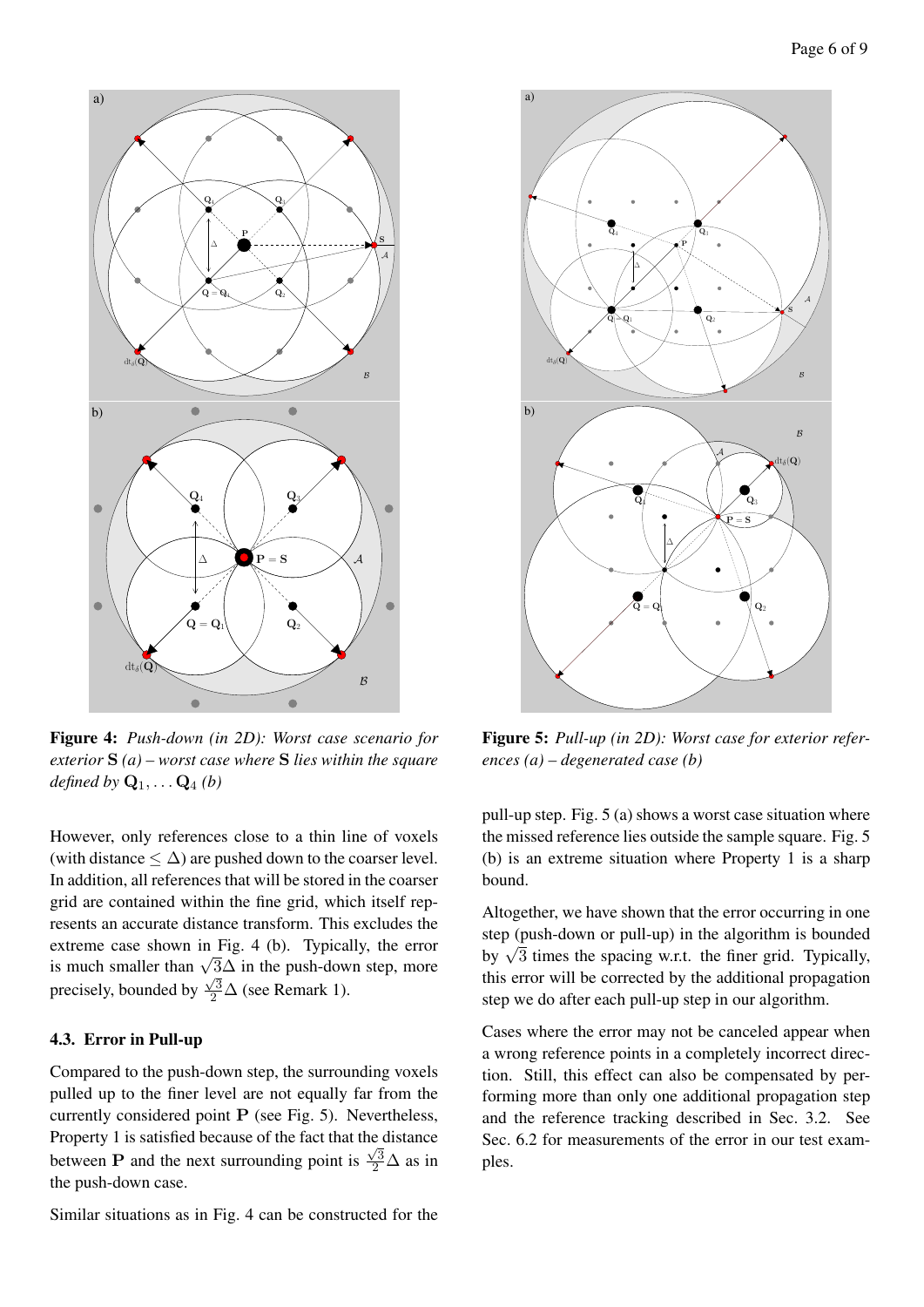**Figure 4:** *Push-down (in 2D): Worst case scenario for exterior* $\mathbf{S}$ *(a) – worst case where* $\mathbf{S}$ *lies within the square defined by* $\mathbf{Q}_1, \ldots \mathbf{Q}_4$ *(b)*

**Figure 5:** *Pull-up (in 2D): Worst case for exterior references (a) – degenerated case (b)*

However, only references close to a thin line of voxels (with distance $\leq \Delta$) are pushed down to the coarser level. In addition, all references that will be stored in the coarser grid are contained within the fine grid, which itself represents an accurate distance transform. This excludes the extreme case shown in Fig. 4 (b). Typically, the error is much smaller than $\sqrt{3}\Delta$ in the push-down step, more precisely, bounded by $\frac{\sqrt{3}}{2}\Delta$ (see Remark 1).

### 4.3. Error in Pull-up

Compared to the push-down step, the surrounding voxels pulled up to the finer level are not equally far from the currently considered point $\mathbf{P}$ (see Fig. 5). Nevertheless, Property 1 is satisfied because of the fact that the distance between $\mathbf{P}$ and the next surrounding point is $\frac{\sqrt{3}}{2}\Delta$ as in the push-down case.

Similar situations as in Fig. 4 can be constructed for the pull-up step. Fig. 5 (a) shows a worst case situation where the missed reference lies outside the sample square. Fig. 5 (b) is an extreme situation where Property 1 is a sharp bound.

Altogether, we have shown that the error occurring in one step (push-down or pull-up) in the algorithm is bounded by $\sqrt{3}$ times the spacing w.r.t. the finer grid. Typically, this error will be corrected by the additional propagation step we do after each pull-up step in our algorithm.

Cases where the error may not be canceled appear when a wrong reference points in a completely incorrect direction. Still, this effect can also be compensated by performing more than only one additional propagation step and the reference tracking described in Sec. 3.2. See Sec. 6.2 for measurements of the error in our test examples.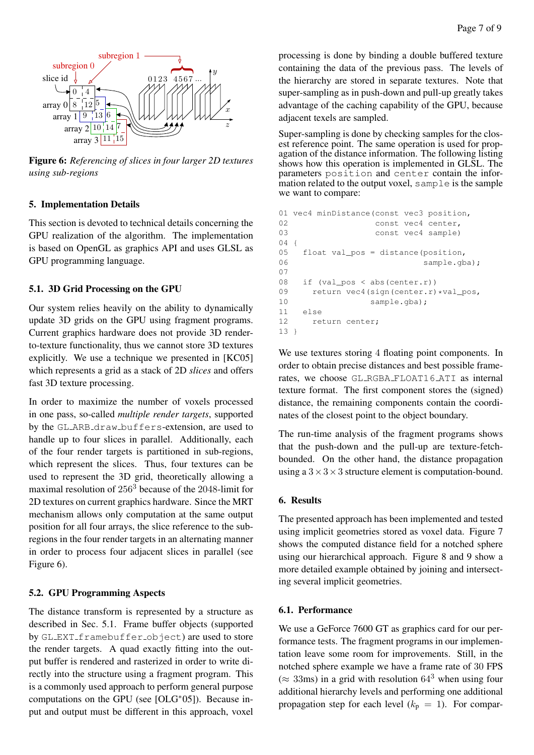**Figure 6:** *Referencing of slices in four larger 2D textures using sub-regions*

## 5. Implementation Details

This section is devoted to technical details concerning the GPU realization of the algorithm. The implementation is based on OpenGL as graphics API and uses GLSL as GPU programming language.

### 5.1. 3D Grid Processing on the GPU

Our system relies heavily on the ability to dynamically update 3D grids on the GPU using fragment programs. Current graphics hardware does not provide 3D render-to-texture functionality, thus we cannot store 3D textures explicitly. We use a technique we presented in [KC05] which represents a grid as a stack of 2D *slices* and offers fast 3D texture processing.

In order to maximize the number of voxels processed in one pass, so-called *multiple render targets*, supported by the `GL_ARB_draw_buffers`-extension, are used to handle up to four slices in parallel. Additionally, each of the four render targets is partitioned in sub-regions, which represent the slices. Thus, four textures can be used to represent the 3D grid, theoretically allowing a maximal resolution of $256^3$ because of the 2048-limit for 2D textures on current graphics hardware. Since the MRT mechanism allows only computation at the same output position for all four arrays, the slice reference to the sub-regions in the four render targets in an alternating manner in order to process four adjacent slices in parallel (see Figure 6).

### 5.2. GPU Programming Aspects

The distance transform is represented by a structure as described in Sec. 5.1. Frame buffer objects (supported by `GL_EXT_framebuffer_object`) are used to store the render targets. A quad exactly fitting into the output buffer is rendered and rasterized in order to write directly into the structure using a fragment program. This is a commonly used approach to perform general purpose computations on the GPU (see [OLG*05]). Because input and output must be different in this approach, voxel processing is done by binding a double buffered texture containing the data of the previous pass. The levels of the hierarchy are stored in separate textures. Note that super-sampling as in push-down and pull-up greatly takes advantage of the caching capability of the GPU, because adjacent texels are sampled.

Super-sampling is done by checking samples for the closest reference point. The same operation is used for propagation of the distance information. The following listing shows how this operation is implemented in GLSL. The parameters `position` and `center` contain the information related to the output voxel, `sample` is the sample we want to compare:

```
01 vec4 minDistance(const vec3 position,
02                  const vec4 center,
03                  const vec4 sample)
04 {
05   float val_pos = distance(position,
06                            sample.gba);
07
08   if (val_pos < abs(center.r))
09     return vec4(sign(center.r)*val_pos,
10                 sample.gba);
11   else
12     return center;
13 }
```

We use textures storing 4 floating point components. In order to obtain precise distances and best possible framerates, we choose `GL_RGBA_FLOAT16_ATI` as internal texture format. The first component stores the (signed) distance, the remaining components contain the coordinates of the closest point to the object boundary.

The run-time analysis of the fragment programs shows that the push-down and the pull-up are texture-fetch-bounded. On the other hand, the distance propagation using a $3\times3\times3$ structure element is computation-bound.

## 6. Results

The presented approach has been implemented and tested using implicit geometries stored as voxel data. Figure 7 shows the computed distance field for a notched sphere using our hierarchical approach. Figure 8 and 9 show a more detailed example obtained by joining and intersecting several implicit geometries.

### 6.1. Performance

We use a GeForce 7600 GT as graphics card for our performance tests. The fragment programs in our implementation leave some room for improvements. Still, in the notched sphere example we have a frame rate of 30 FPS ($\approx$ 33ms) in a grid with resolution $64^3$ when using four additional hierarchy levels and performing one additional propagation step for each level ($k_p = 1$). For compar-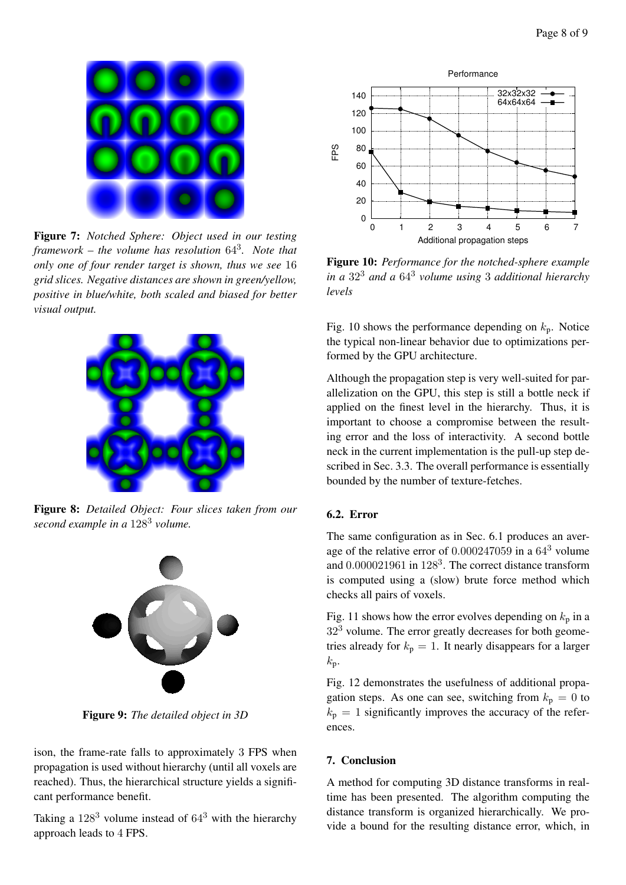**Figure 7:** *Notched Sphere: Object used in our testing framework – the volume has resolution $64^3$. Note that only one of four render target is shown, thus we see 16 grid slices. Negative distances are shown in green/yellow, positive in blue/white, both scaled and biased for better visual output.*

**Figure 8:** *Detailed Object: Four slices taken from our second example in a $128^3$ volume.*

**Figure 9:** *The detailed object in 3D*

ison, the frame-rate falls to approximately 3 FPS when propagation is used without hierarchy (until all voxels are reached). Thus, the hierarchical structure yields a significant performance benefit.

Taking a $128^3$ volume instead of $64^3$ with the hierarchy approach leads to 4 FPS.

**Figure 10:** *Performance for the notched-sphere example in a $32^3$ and a $64^3$ volume using 3 additional hierarchy levels*

Fig. 10 shows the performance depending on $k_\mathrm{p}$. Notice the typical non-linear behavior due to optimizations performed by the GPU architecture.

Although the propagation step is very well-suited for parallelization on the GPU, this step is still a bottle neck if applied on the finest level in the hierarchy. Thus, it is important to choose a compromise between the resulting error and the loss of interactivity. A second bottle neck in the current implementation is the pull-up step described in Sec. 3.3. The overall performance is essentially bounded by the number of texture-fetches.

### 6.2. Error

The same configuration as in Sec. 6.1 produces an average of the relative error of $0.000247059$ in a $64^3$ volume and $0.000021961$ in $128^3$. The correct distance transform is computed using a (slow) brute force method which checks all pairs of voxels.

Fig. 11 shows how the error evolves depending on $k_\mathrm{p}$ in a $32^3$ volume. The error greatly decreases for both geometries already for $k_\mathrm{p} = 1$. It nearly disappears for a larger $k_\mathrm{p}$.

Fig. 12 demonstrates the usefulness of additional propagation steps. As one can see, switching from $k_\mathrm{p} = 0$ to $k_\mathrm{p} = 1$ significantly improves the accuracy of the references.

## 7. Conclusion

A method for computing 3D distance transforms in real-time has been presented. The algorithm computing the distance transform is organized hierarchically. We provide a bound for the resulting distance error, which, in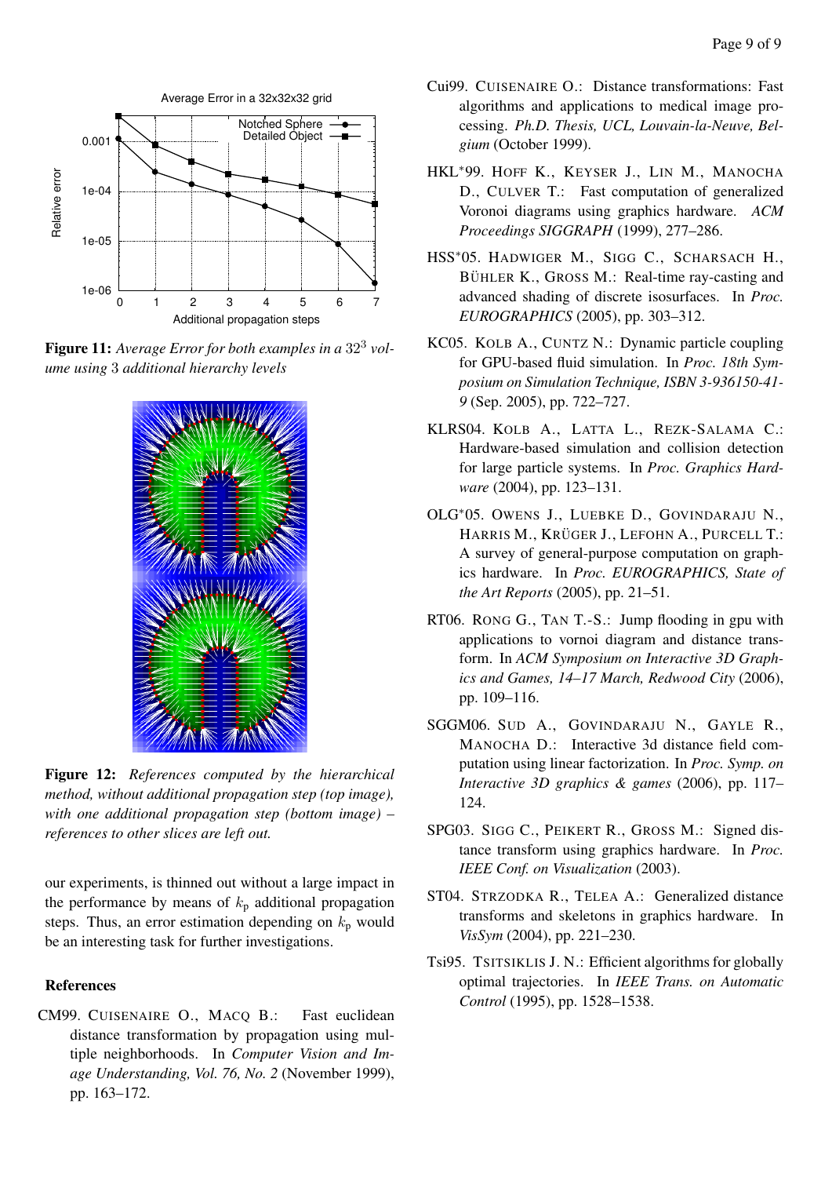Average Error in a 32x32x32 grid

Notched Sphere
Detailed Object

Relative error

0.001
1e-04
1e-05
1e-06

0 1 2 3 4 5 6 7

Additional propagation steps

**Figure 11:** *Average Error for both examples in a $32^3$ volume using 3 additional hierarchy levels*

**Figure 12:** *References computed by the hierarchical method, without additional propagation step (top image), with one additional propagation step (bottom image) – references to other slices are left out.*

our experiments, is thinned out without a large impact in the performance by means of $k_p$ additional propagation steps. Thus, an error estimation depending on $k_p$ would be an interesting task for further investigations.

### References

CM99. Cuisenaire O., Macq B.: Fast euclidean distance transformation by propagation using multiple neighborhoods. In *Computer Vision and Image Understanding, Vol. 76, No. 2* (November 1999), pp. 163–172.

Cui99. Cuisenaire O.: Distance transformations: Fast algorithms and applications to medical image processing. *Ph.D. Thesis, UCL, Louvain-la-Neuve, Belgium* (October 1999).

HKL*99. Hoff K., Keyser J., Lin M., Manocha D., Culver T.: Fast computation of generalized Voronoi diagrams using graphics hardware. *ACM Proceedings SIGGRAPH* (1999), 277–286.

HSS*05. Hadwiger M., Sigg C., Scharsach H., Bühler K., Gross M.: Real-time ray-casting and advanced shading of discrete isosurfaces. In *Proc. EUROGRAPHICS* (2005), pp. 303–312.

KC05. Kolb A., Cuntz N.: Dynamic particle coupling for GPU-based fluid simulation. In *Proc. 18th Symposium on Simulation Technique, ISBN 3-936150-41-9* (Sep. 2005), pp. 722–727.

KLRS04. Kolb A., Latta L., Rezk-Salama C.: Hardware-based simulation and collision detection for large particle systems. In *Proc. Graphics Hardware* (2004), pp. 123–131.

OLG*05. Owens J., Luebke D., Govindaraju N., Harris M., Krüger J., Lefohn A., Purcell T.: A survey of general-purpose computation on graphics hardware. In *Proc. EUROGRAPHICS, State of the Art Reports* (2005), pp. 21–51.

RT06. Rong G., Tan T.-S.: Jump flooding in gpu with applications to vornoi diagram and distance transform. In *ACM Symposium on Interactive 3D Graphics and Games, 14–17 March, Redwood City* (2006), pp. 109–116.

SGGM06. Sud A., Govindaraju N., Gayle R., Manocha D.: Interactive 3d distance field computation using linear factorization. In *Proc. Symp. on Interactive 3D graphics & games* (2006), pp. 117–124.

SPG03. Sigg C., Peikert R., Gross M.: Signed distance transform using graphics hardware. In *Proc. IEEE Conf. on Visualization* (2003).

ST04. Strzodka R., Telea A.: Generalized distance transforms and skeletons in graphics hardware. In *VisSym* (2004), pp. 221–230.

Tsi95. Tsitsiklis J. N.: Efficient algorithms for globally optimal trajectories. In *IEEE Trans. on Automatic Control* (1995), pp. 1528–1538.